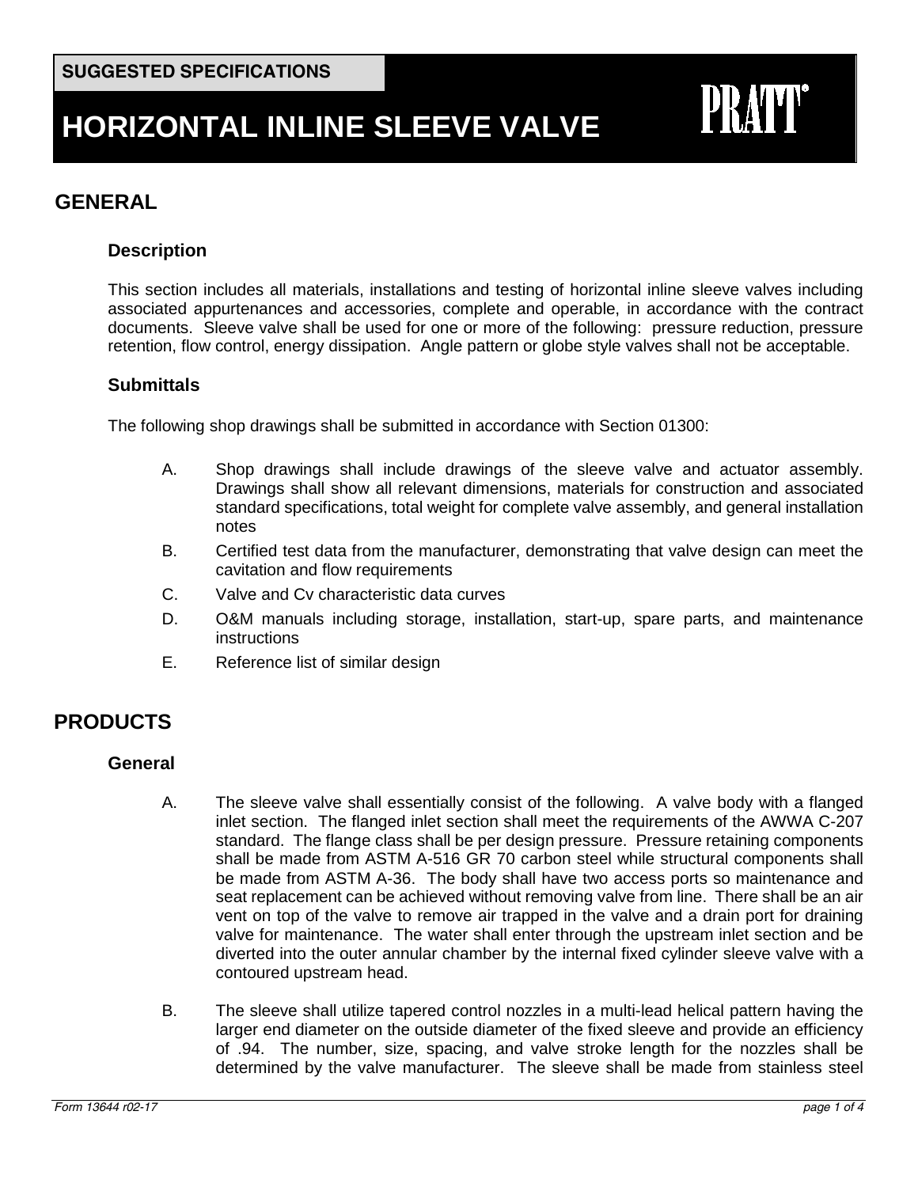**SUGGESTED SPECIFICATIONS**

# HORIZONTAL INLINE SLEEVE VALVE

PRATT®

## GENERAL

### Description

This section includes all materials, installations and testing of horizontal inline sleeve valves including associated appurtenances and accessories, complete and operable, in accordance with the contract documents. Sleeve valve shall be used for one or more of the following: pressure reduction, pressure retention, flow control, energy dissipation. Angle pattern or globe style valves shall not be acceptable.

### Submittals

The following shop drawings shall be submitted in accordance with Section 01300:

A. Shop drawings shall include drawings of the sleeve valve and actuator assembly. Drawings shall show all relevant dimensions, materials for construction and associated standard specifications, total weight for complete valve assembly, and general installation notes

B. Certified test data from the manufacturer, demonstrating that valve design can meet the cavitation and flow requirements

C. Valve and Cv characteristic data curves

D. O&M manuals including storage, installation, start-up, spare parts, and maintenance instructions

E. Reference list of similar design

## PRODUCTS

### General

A. The sleeve valve shall essentially consist of the following. A valve body with a flanged inlet section. The flanged inlet section shall meet the requirements of the AWWA C-207 standard. The flange class shall be per design pressure. Pressure retaining components shall be made from ASTM A-516 GR 70 carbon steel while structural components shall be made from ASTM A-36. The body shall have two access ports so maintenance and seat replacement can be achieved without removing valve from line. There shall be an air vent on top of the valve to remove air trapped in the valve and a drain port for draining valve for maintenance. The water shall enter through the upstream inlet section and be diverted into the outer annular chamber by the internal fixed cylinder sleeve valve with a contoured upstream head.

B. The sleeve shall utilize tapered control nozzles in a multi-lead helical pattern having the larger end diameter on the outside diameter of the fixed sleeve and provide an efficiency of .94. The number, size, spacing, and valve stroke length for the nozzles shall be determined by the valve manufacturer. The sleeve shall be made from stainless steel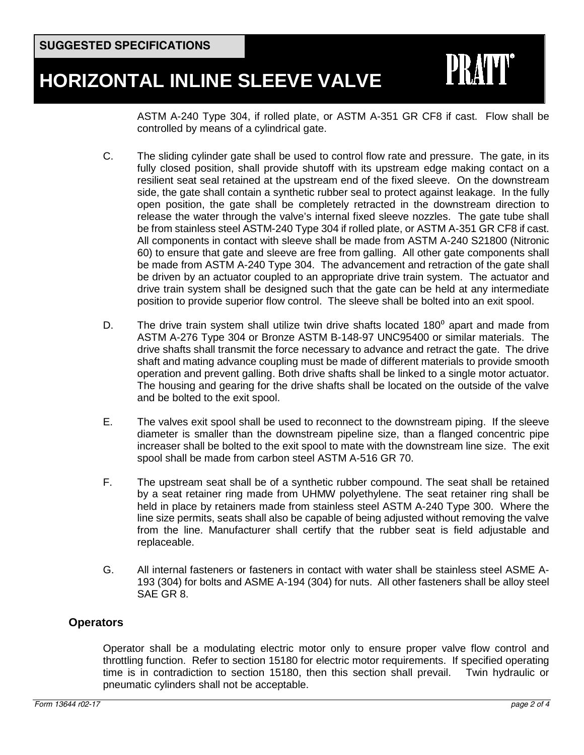ASTM A-240 Type 304, if rolled plate, or ASTM A-351 GR CF8 if cast. Flow shall be controlled by means of a cylindrical gate.

C. The sliding cylinder gate shall be used to control flow rate and pressure. The gate, in its fully closed position, shall provide shutoff with its upstream edge making contact on a resilient seat seal retained at the upstream end of the fixed sleeve. On the downstream side, the gate shall contain a synthetic rubber seal to protect against leakage. In the fully open position, the gate shall be completely retracted in the downstream direction to release the water through the valve's internal fixed sleeve nozzles. The gate tube shall be from stainless steel ASTM-240 Type 304 if rolled plate, or ASTM A-351 GR CF8 if cast. All components in contact with sleeve shall be made from ASTM A-240 S21800 (Nitronic 60) to ensure that gate and sleeve are free from galling. All other gate components shall be made from ASTM A-240 Type 304. The advancement and retraction of the gate shall be driven by an actuator coupled to an appropriate drive train system. The actuator and drive train system shall be designed such that the gate can be held at any intermediate position to provide superior flow control. The sleeve shall be bolted into an exit spool.

D. The drive train system shall utilize twin drive shafts located $180^0$ apart and made from ASTM A-276 Type 304 or Bronze ASTM B-148-97 UNC95400 or similar materials. The drive shafts shall transmit the force necessary to advance and retract the gate. The drive shaft and mating advance coupling must be made of different materials to provide smooth operation and prevent galling. Both drive shafts shall be linked to a single motor actuator. The housing and gearing for the drive shafts shall be located on the outside of the valve and be bolted to the exit spool.

E. The valves exit spool shall be used to reconnect to the downstream piping. If the sleeve diameter is smaller than the downstream pipeline size, than a flanged concentric pipe increaser shall be bolted to the exit spool to mate with the downstream line size. The exit spool shall be made from carbon steel ASTM A-516 GR 70.

F. The upstream seat shall be of a synthetic rubber compound. The seat shall be retained by a seat retainer ring made from UHMW polyethylene. The seat retainer ring shall be held in place by retainers made from stainless steel ASTM A-240 Type 300. Where the line size permits, seats shall also be capable of being adjusted without removing the valve from the line. Manufacturer shall certify that the rubber seat is field adjustable and replaceable.

G. All internal fasteners or fasteners in contact with water shall be stainless steel ASME A-193 (304) for bolts and ASME A-194 (304) for nuts. All other fasteners shall be alloy steel SAE GR 8.

**Operators**

Operator shall be a modulating electric motor only to ensure proper valve flow control and throttling function. Refer to section 15180 for electric motor requirements. If specified operating time is in contradiction to section 15180, then this section shall prevail. Twin hydraulic or pneumatic cylinders shall not be acceptable.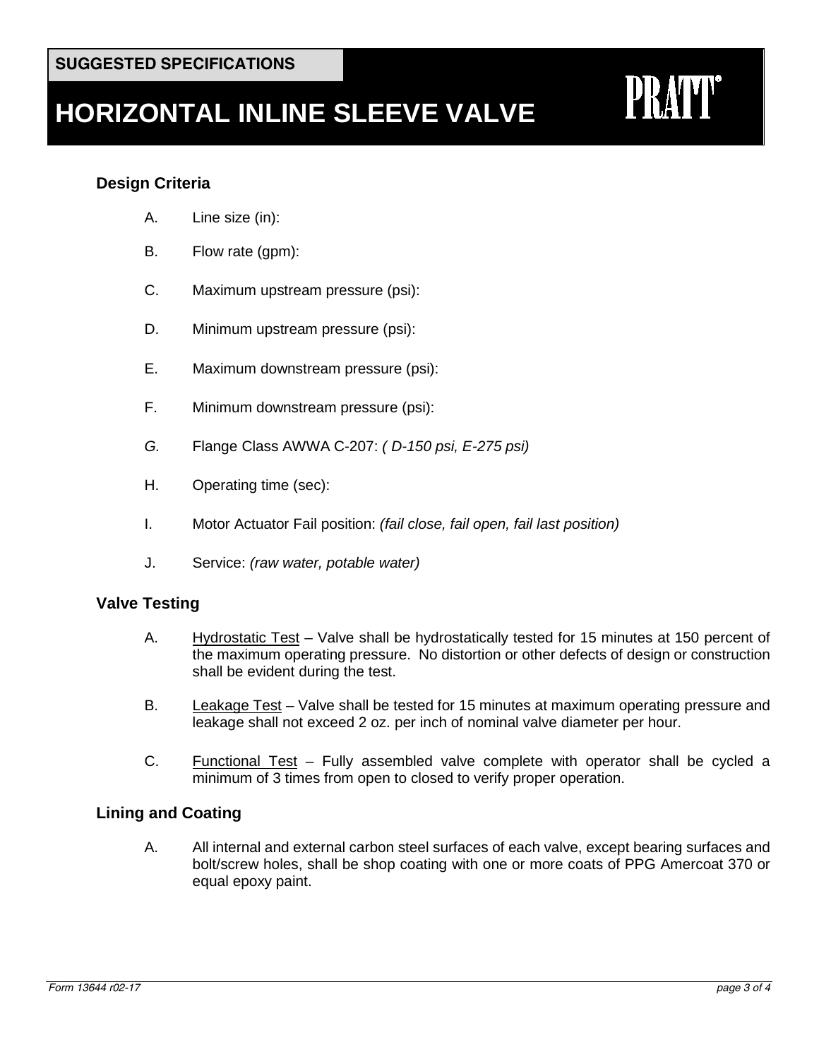**SUGGESTED SPECIFICATIONS**

# HORIZONTAL INLINE SLEEVE VALVE

PRATT®

## Design Criteria

A. Line size (in):

B. Flow rate (gpm):

C. Maximum upstream pressure (psi):

D. Minimum upstream pressure (psi):

E. Maximum downstream pressure (psi):

F. Minimum downstream pressure (psi):

*G.* Flange Class AWWA C-207: *( D-150 psi, E-275 psi)*

H. Operating time (sec):

I. Motor Actuator Fail position: *(fail close, fail open, fail last position)*

J. Service: *(raw water, potable water)*

## Valve Testing

A. Hydrostatic Test – Valve shall be hydrostatically tested for 15 minutes at 150 percent of the maximum operating pressure. No distortion or other defects of design or construction shall be evident during the test.

B. Leakage Test – Valve shall be tested for 15 minutes at maximum operating pressure and leakage shall not exceed 2 oz. per inch of nominal valve diameter per hour.

C. Functional Test – Fully assembled valve complete with operator shall be cycled a minimum of 3 times from open to closed to verify proper operation.

## Lining and Coating

A. All internal and external carbon steel surfaces of each valve, except bearing surfaces and bolt/screw holes, shall be shop coating with one or more coats of PPG Amercoat 370 or equal epoxy paint.

*Form 13644 r02-17*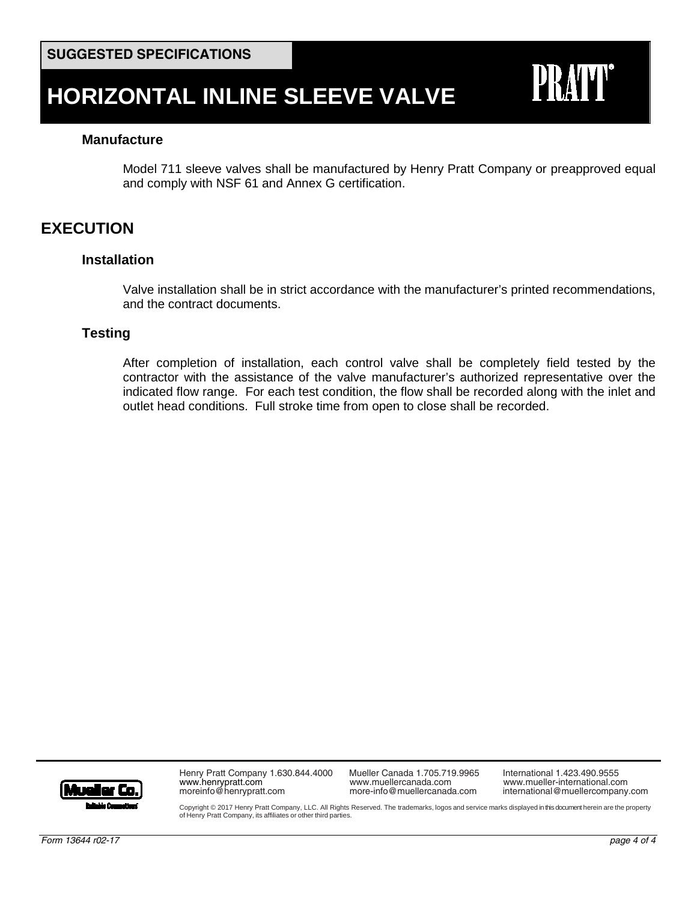## Manufacture

Model 711 sleeve valves shall be manufactured by Henry Pratt Company or preapproved equal and comply with NSF 61 and Annex G certification.

# EXECUTION

## Installation

Valve installation shall be in strict accordance with the manufacturer's printed recommendations, and the contract documents.

## Testing

After completion of installation, each control valve shall be completely field tested by the contractor with the assistance of the valve manufacturer's authorized representative over the indicated flow range. For each test condition, the flow shall be recorded along with the inlet and outlet head conditions. Full stroke time from open to close shall be recorded.

Henry Pratt Company 1.630.844.4000
www.henrypratt.com
moreinfo@henrypratt.com

Mueller Canada 1.705.719.9965
www.muellercanada.com
more-info@muellercanada.com

International 1.423.490.9555
www.mueller-international.com
international@muellercompany.com

Copyright © 2017 Henry Pratt Company, LLC. All Rights Reserved. The trademarks, logos and service marks displayed in this document herein are the property of Henry Pratt Company, its affiliates or other third parties.

*Form 13644 r02-17*